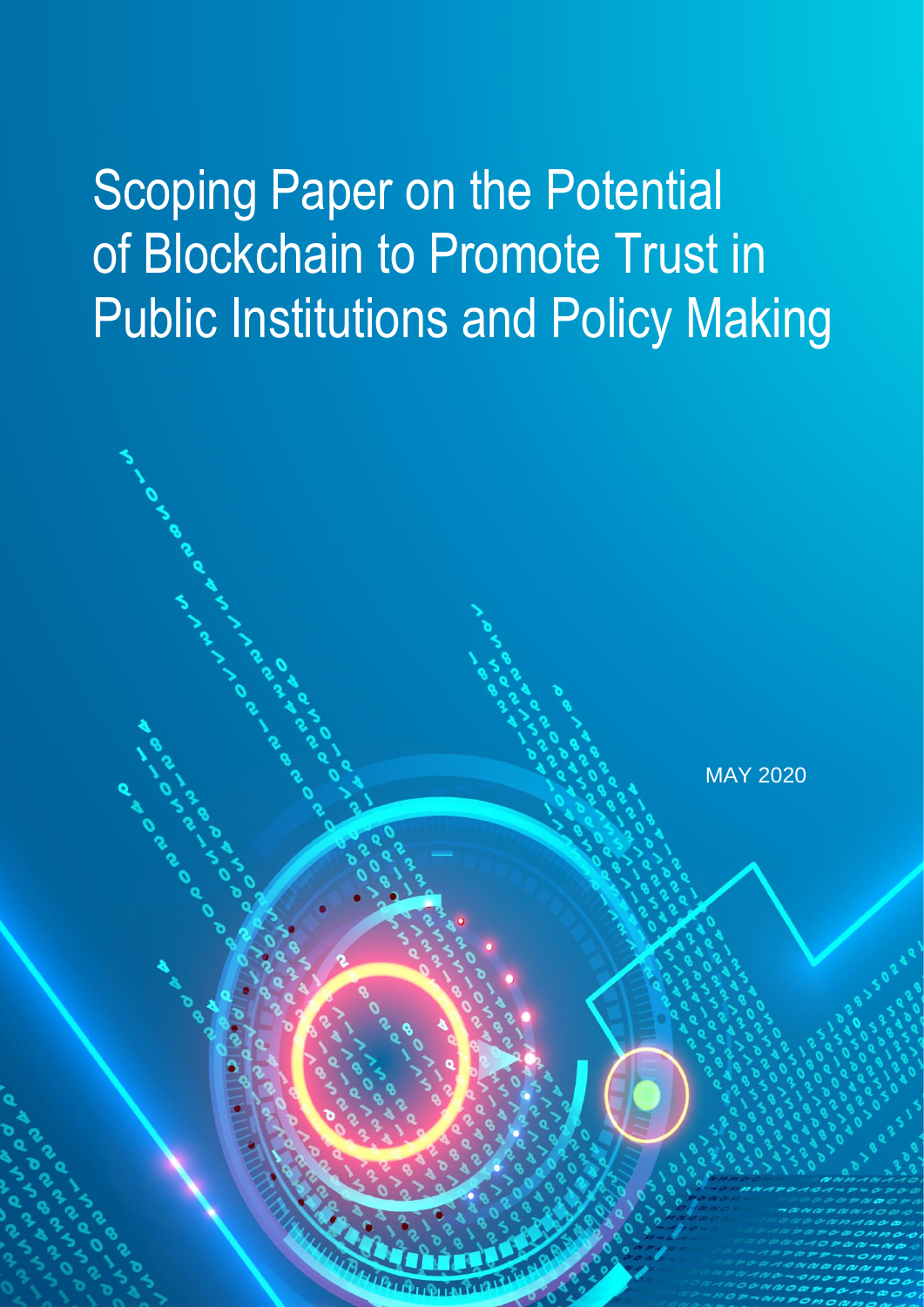# Scoping Paper on the Potential of Blockchain to Promote Trust in Public Institutions and Policy Making

MAY 2020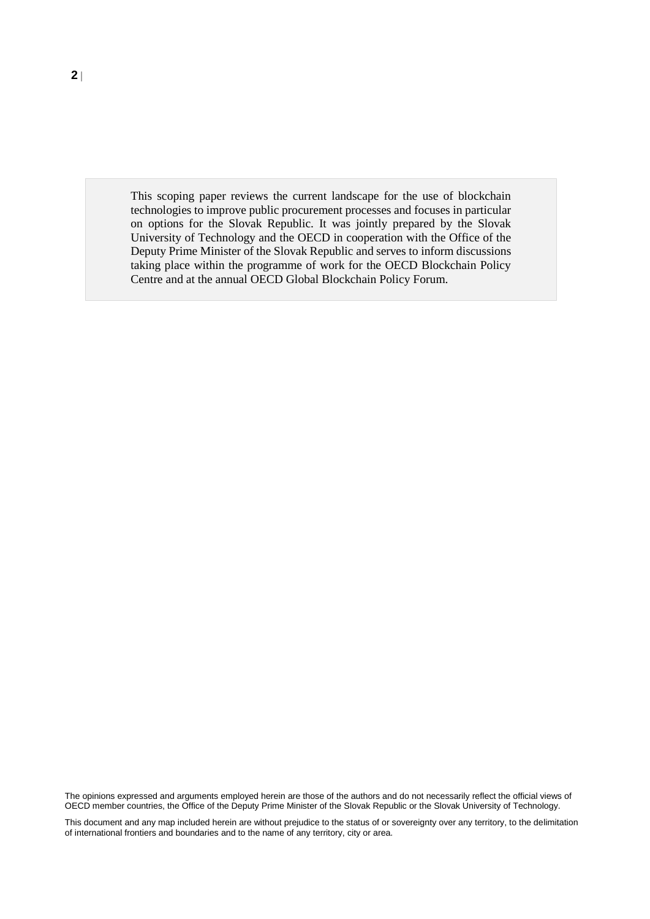This scoping paper reviews the current landscape for the use of blockchain technologies to improve public procurement processes and focuses in particular on options for the Slovak Republic. It was jointly prepared by the Slovak University of Technology and the OECD in cooperation with the Office of the Deputy Prime Minister of the Slovak Republic and serves to inform discussions taking place within the programme of work for the OECD Blockchain Policy Centre and at the annual OECD Global Blockchain Policy Forum.

The opinions expressed and arguments employed herein are those of the authors and do not necessarily reflect the official views of OECD member countries, the Office of the Deputy Prime Minister of the Slovak Republic or the Slovak University of Technology.

This document and any map included herein are without prejudice to the status of or sovereignty over any territory, to the delimitation of international frontiers and boundaries and to the name of any territory, city or area.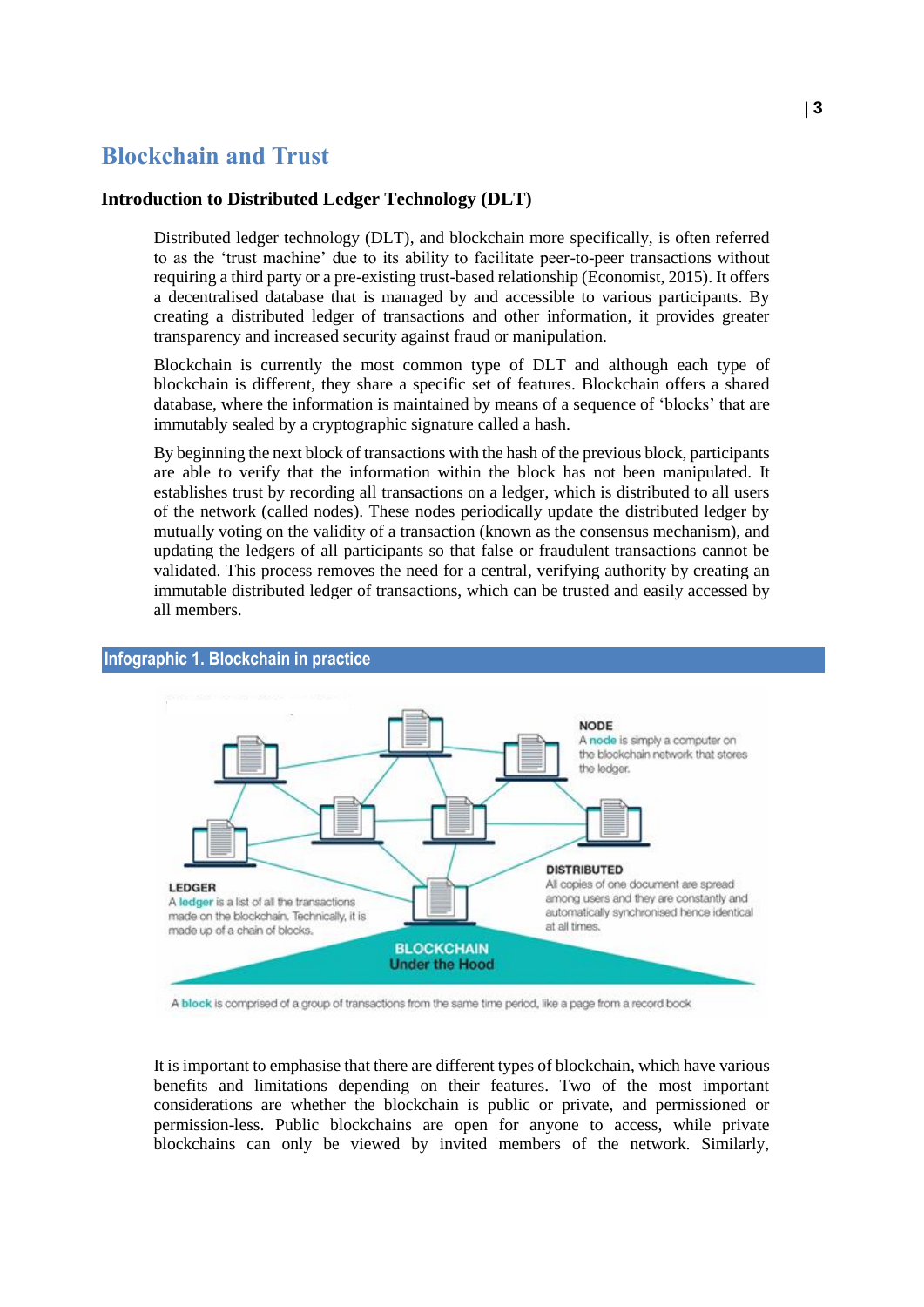# Blockchain and Trust

## Introduction to Distributed Ledger Technology (DLT)

Distributed ledger technology (DLT), and blockchain more specifically, is often referred to as the 'trust machine' due to its ability to facilitate peer-to-peer transactions without requiring a third party or a pre-existing trust-based relationship (Economist, 2015). It offers a decentralised database that is managed by and accessible to various participants. By creating a distributed ledger of transactions and other information, it provides greater transparency and increased security against fraud or manipulation.

Blockchain is currently the most common type of DLT and although each type of blockchain is different, they share a specific set of features. Blockchain offers a shared database, where the information is maintained by means of a sequence of 'blocks' that are immutably sealed by a cryptographic signature called a hash.

By beginning the next block of transactions with the hash of the previous block, participants are able to verify that the information within the block has not been manipulated. It establishes trust by recording all transactions on a ledger, which is distributed to all users of the network (called nodes). These nodes periodically update the distributed ledger by mutually voting on the validity of a transaction (known as the consensus mechanism), and updating the ledgers of all participants so that false or fraudulent transactions cannot be validated. This process removes the need for a central, verifying authority by creating an immutable distributed ledger of transactions, which can be trusted and easily accessed by all members.

**Infographic 1. Blockchain in practice**

**NODE**
A **node** is simply a computer on the blockchain network that stores the ledger.

**LEDGER**
A **ledger** is a list of all the transactions made on the blockchain. Technically, it is made up of a chain of blocks.

**DISTRIBUTED**
All copies of one document are spread among users and they are constantly and automatically synchronised hence identical at all times.

**BLOCKCHAIN**
**Under the Hood**

A **block** is comprised of a group of transactions from the same time period, like a page from a record book

It is important to emphasise that there are different types of blockchain, which have various benefits and limitations depending on their features. Two of the most important considerations are whether the blockchain is public or private, and permissioned or permission-less. Public blockchains are open for anyone to access, while private blockchains can only be viewed by invited members of the network. Similarly,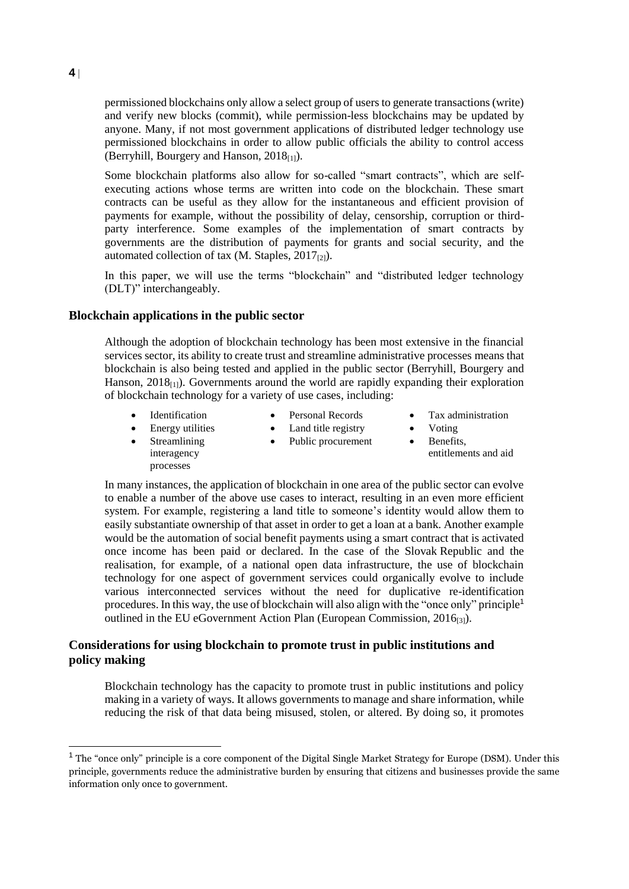permissioned blockchains only allow a select group of users to generate transactions (write) and verify new blocks (commit), while permission-less blockchains may be updated by anyone. Many, if not most government applications of distributed ledger technology use permissioned blockchains in order to allow public officials the ability to control access (Berryhill, Bourgery and Hanson, 2018[1]).

Some blockchain platforms also allow for so-called "smart contracts", which are self-executing actions whose terms are written into code on the blockchain. These smart contracts can be useful as they allow for the instantaneous and efficient provision of payments for example, without the possibility of delay, censorship, corruption or third-party interference. Some examples of the implementation of smart contracts by governments are the distribution of payments for grants and social security, and the automated collection of tax (M. Staples, 2017[2]).

In this paper, we will use the terms "blockchain" and "distributed ledger technology (DLT)" interchangeably.

### Blockchain applications in the public sector

Although the adoption of blockchain technology has been most extensive in the financial services sector, its ability to create trust and streamline administrative processes means that blockchain is also being tested and applied in the public sector (Berryhill, Bourgery and Hanson, 2018[1]). Governments around the world are rapidly expanding their exploration of blockchain technology for a variety of use cases, including:

- Identification
- Energy utilities
- Streamlining interagency processes
- Personal Records
- Land title registry
- Public procurement
- Tax administration
- Voting
- Benefits, entitlements and aid

In many instances, the application of blockchain in one area of the public sector can evolve to enable a number of the above use cases to interact, resulting in an even more efficient system. For example, registering a land title to someone's identity would allow them to easily substantiate ownership of that asset in order to get a loan at a bank. Another example would be the automation of social benefit payments using a smart contract that is activated once income has been paid or declared. In the case of the Slovak Republic and the realisation, for example, of a national open data infrastructure, the use of blockchain technology for one aspect of government services could organically evolve to include various interconnected services without the need for duplicative re-identification procedures. In this way, the use of blockchain will also align with the "once only" principle[1] outlined in the EU eGovernment Action Plan (European Commission, 2016[3]).

### Considerations for using blockchain to promote trust in public institutions and policy making

Blockchain technology has the capacity to promote trust in public institutions and policy making in a variety of ways. It allows governments to manage and share information, while reducing the risk of that data being misused, stolen, or altered. By doing so, it promotes

[1] The "once only" principle is a core component of the Digital Single Market Strategy for Europe (DSM). Under this principle, governments reduce the administrative burden by ensuring that citizens and businesses provide the same information only once to government.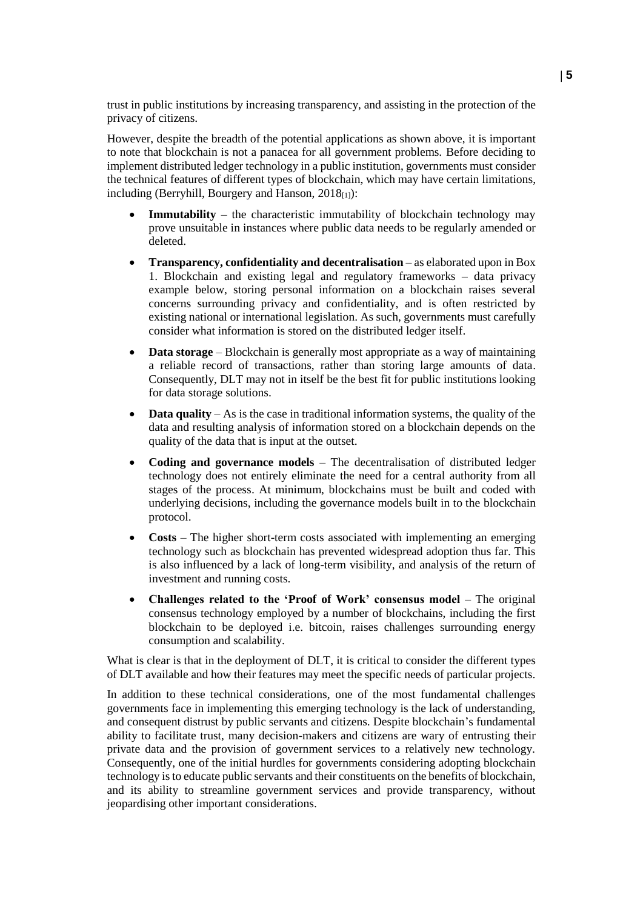trust in public institutions by increasing transparency, and assisting in the protection of the privacy of citizens.

However, despite the breadth of the potential applications as shown above, it is important to note that blockchain is not a panacea for all government problems. Before deciding to implement distributed ledger technology in a public institution, governments must consider the technical features of different types of blockchain, which may have certain limitations, including (Berryhill, Bourgery and Hanson, 2018[1]):

- **Immutability** – the characteristic immutability of blockchain technology may prove unsuitable in instances where public data needs to be regularly amended or deleted.
- **Transparency, confidentiality and decentralisation** – as elaborated upon in Box 1. Blockchain and existing legal and regulatory frameworks – data privacy example below, storing personal information on a blockchain raises several concerns surrounding privacy and confidentiality, and is often restricted by existing national or international legislation. As such, governments must carefully consider what information is stored on the distributed ledger itself.
- **Data storage** – Blockchain is generally most appropriate as a way of maintaining a reliable record of transactions, rather than storing large amounts of data. Consequently, DLT may not in itself be the best fit for public institutions looking for data storage solutions.
- **Data quality** – As is the case in traditional information systems, the quality of the data and resulting analysis of information stored on a blockchain depends on the quality of the data that is input at the outset.
- **Coding and governance models** – The decentralisation of distributed ledger technology does not entirely eliminate the need for a central authority from all stages of the process. At minimum, blockchains must be built and coded with underlying decisions, including the governance models built in to the blockchain protocol.
- **Costs** – The higher short-term costs associated with implementing an emerging technology such as blockchain has prevented widespread adoption thus far. This is also influenced by a lack of long-term visibility, and analysis of the return of investment and running costs.
- **Challenges related to the 'Proof of Work' consensus model** – The original consensus technology employed by a number of blockchains, including the first blockchain to be deployed i.e. bitcoin, raises challenges surrounding energy consumption and scalability.

What is clear is that in the deployment of DLT, it is critical to consider the different types of DLT available and how their features may meet the specific needs of particular projects.

In addition to these technical considerations, one of the most fundamental challenges governments face in implementing this emerging technology is the lack of understanding, and consequent distrust by public servants and citizens. Despite blockchain's fundamental ability to facilitate trust, many decision-makers and citizens are wary of entrusting their private data and the provision of government services to a relatively new technology. Consequently, one of the initial hurdles for governments considering adopting blockchain technology is to educate public servants and their constituents on the benefits of blockchain, and its ability to streamline government services and provide transparency, without jeopardising other important considerations.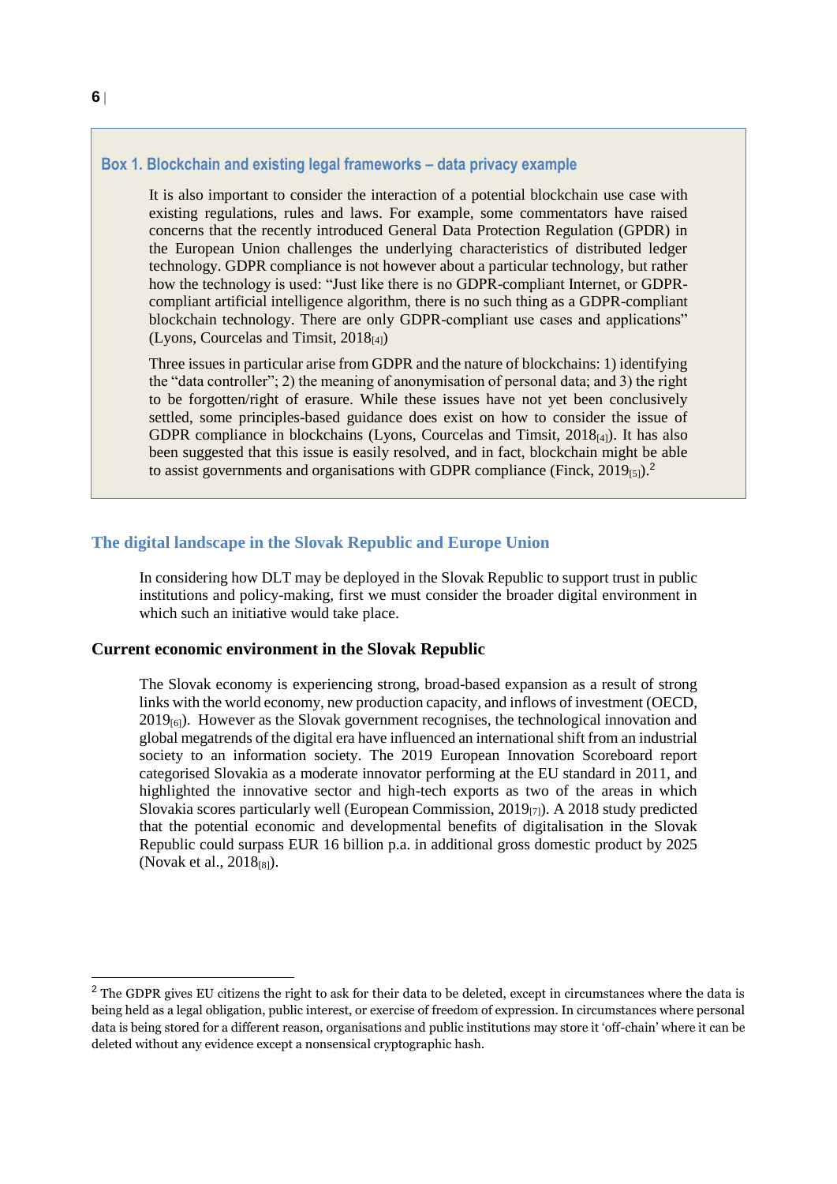### Box 1. Blockchain and existing legal frameworks – data privacy example

It is also important to consider the interaction of a potential blockchain use case with existing regulations, rules and laws. For example, some commentators have raised concerns that the recently introduced General Data Protection Regulation (GPDR) in the European Union challenges the underlying characteristics of distributed ledger technology. GDPR compliance is not however about a particular technology, but rather how the technology is used: "Just like there is no GDPR-compliant Internet, or GDPR-compliant artificial intelligence algorithm, there is no such thing as a GDPR-compliant blockchain technology. There are only GDPR-compliant use cases and applications" (Lyons, Courcelas and Timsit, 2018[4])

Three issues in particular arise from GDPR and the nature of blockchains: 1) identifying the "data controller"; 2) the meaning of anonymisation of personal data; and 3) the right to be forgotten/right of erasure. While these issues have not yet been conclusively settled, some principles-based guidance does exist on how to consider the issue of GDPR compliance in blockchains (Lyons, Courcelas and Timsit, 2018[4]). It has also been suggested that this issue is easily resolved, and in fact, blockchain might be able to assist governments and organisations with GDPR compliance (Finck, 2019[5]).[2]

## The digital landscape in the Slovak Republic and Europe Union

In considering how DLT may be deployed in the Slovak Republic to support trust in public institutions and policy-making, first we must consider the broader digital environment in which such an initiative would take place.

### Current economic environment in the Slovak Republic

The Slovak economy is experiencing strong, broad-based expansion as a result of strong links with the world economy, new production capacity, and inflows of investment (OECD, 2019[6]). However as the Slovak government recognises, the technological innovation and global megatrends of the digital era have influenced an international shift from an industrial society to an information society. The 2019 European Innovation Scoreboard report categorised Slovakia as a moderate innovator performing at the EU standard in 2011, and highlighted the innovative sector and high-tech exports as two of the areas in which Slovakia scores particularly well (European Commission, 2019[7]). A 2018 study predicted that the potential economic and developmental benefits of digitalisation in the Slovak Republic could surpass EUR 16 billion p.a. in additional gross domestic product by 2025 (Novak et al., 2018[8]).

---

[2] The GDPR gives EU citizens the right to ask for their data to be deleted, except in circumstances where the data is being held as a legal obligation, public interest, or exercise of freedom of expression. In circumstances where personal data is being stored for a different reason, organisations and public institutions may store it 'off-chain' where it can be deleted without any evidence except a nonsensical cryptographic hash.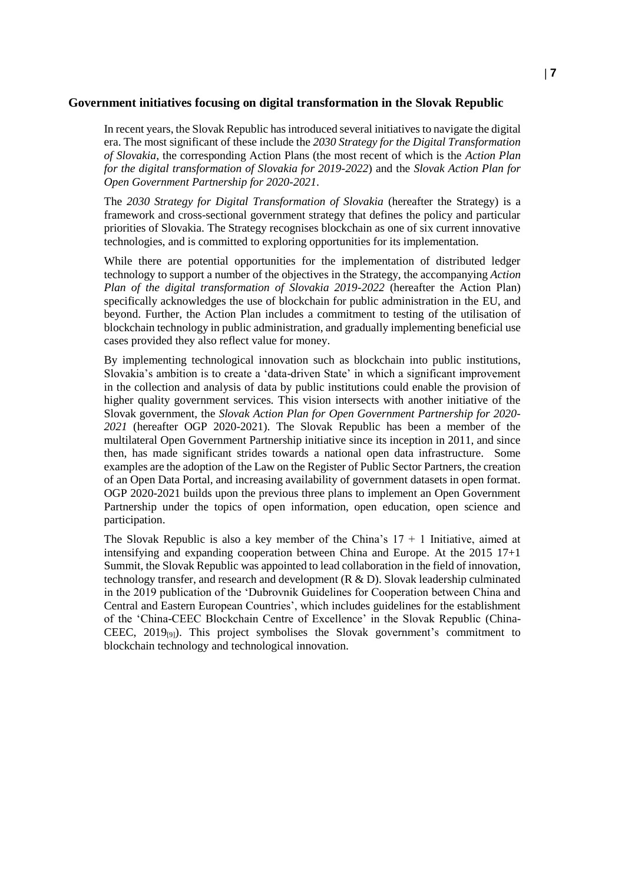## Government initiatives focusing on digital transformation in the Slovak Republic

In recent years, the Slovak Republic has introduced several initiatives to navigate the digital era. The most significant of these include the *2030 Strategy for the Digital Transformation of Slovakia*, the corresponding Action Plans (the most recent of which is the *Action Plan for the digital transformation of Slovakia for 2019-2022*) and the *Slovak Action Plan for Open Government Partnership for 2020-2021*.

The *2030 Strategy for Digital Transformation of Slovakia* (hereafter the Strategy) is a framework and cross-sectional government strategy that defines the policy and particular priorities of Slovakia. The Strategy recognises blockchain as one of six current innovative technologies, and is committed to exploring opportunities for its implementation.

While there are potential opportunities for the implementation of distributed ledger technology to support a number of the objectives in the Strategy, the accompanying *Action Plan of the digital transformation of Slovakia 2019-2022* (hereafter the Action Plan) specifically acknowledges the use of blockchain for public administration in the EU, and beyond. Further, the Action Plan includes a commitment to testing of the utilisation of blockchain technology in public administration, and gradually implementing beneficial use cases provided they also reflect value for money.

By implementing technological innovation such as blockchain into public institutions, Slovakia's ambition is to create a 'data-driven State' in which a significant improvement in the collection and analysis of data by public institutions could enable the provision of higher quality government services. This vision intersects with another initiative of the Slovak government, the *Slovak Action Plan for Open Government Partnership for 2020-2021* (hereafter OGP 2020-2021). The Slovak Republic has been a member of the multilateral Open Government Partnership initiative since its inception in 2011, and since then, has made significant strides towards a national open data infrastructure. Some examples are the adoption of the Law on the Register of Public Sector Partners, the creation of an Open Data Portal, and increasing availability of government datasets in open format. OGP 2020-2021 builds upon the previous three plans to implement an Open Government Partnership under the topics of open information, open education, open science and participation.

The Slovak Republic is also a key member of the China's 17 + 1 Initiative, aimed at intensifying and expanding cooperation between China and Europe. At the 2015 17+1 Summit, the Slovak Republic was appointed to lead collaboration in the field of innovation, technology transfer, and research and development (R & D). Slovak leadership culminated in the 2019 publication of the 'Dubrovnik Guidelines for Cooperation between China and Central and Eastern European Countries', which includes guidelines for the establishment of the 'China-CEEC Blockchain Centre of Excellence' in the Slovak Republic (China-CEEC, 2019[9]). This project symbolises the Slovak government's commitment to blockchain technology and technological innovation.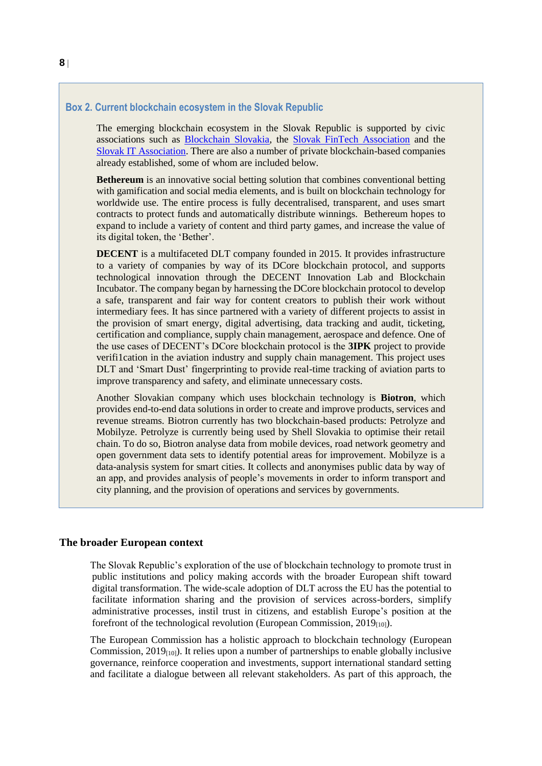### Box 2. Current blockchain ecosystem in the Slovak Republic

The emerging blockchain ecosystem in the Slovak Republic is supported by civic associations such as Blockchain Slovakia, the Slovak FinTech Association and the Slovak IT Association. There are also a number of private blockchain-based companies already established, some of whom are included below.

**Bethereum** is an innovative social betting solution that combines conventional betting with gamification and social media elements, and is built on blockchain technology for worldwide use. The entire process is fully decentralised, transparent, and uses smart contracts to protect funds and automatically distribute winnings. Bethereum hopes to expand to include a variety of content and third party games, and increase the value of its digital token, the 'Bether'.

**DECENT** is a multifaceted DLT company founded in 2015. It provides infrastructure to a variety of companies by way of its DCore blockchain protocol, and supports technological innovation through the DECENT Innovation Lab and Blockchain Incubator. The company began by harnessing the DCore blockchain protocol to develop a safe, transparent and fair way for content creators to publish their work without intermediary fees. It has since partnered with a variety of different projects to assist in the provision of smart energy, digital advertising, data tracking and audit, ticketing, certification and compliance, supply chain management, aerospace and defence. One of the use cases of DECENT's DCore blockchain protocol is the **3IPK** project to provide verifi1cation in the aviation industry and supply chain management. This project uses DLT and 'Smart Dust' fingerprinting to provide real-time tracking of aviation parts to improve transparency and safety, and eliminate unnecessary costs.

Another Slovakian company which uses blockchain technology is **Biotron**, which provides end-to-end data solutions in order to create and improve products, services and revenue streams. Biotron currently has two blockchain-based products: Petrolyze and Mobilyze. Petrolyze is currently being used by Shell Slovakia to optimise their retail chain. To do so, Biotron analyse data from mobile devices, road network geometry and open government data sets to identify potential areas for improvement. Mobilyze is a data-analysis system for smart cities. It collects and anonymises public data by way of an app, and provides analysis of people's movements in order to inform transport and city planning, and the provision of operations and services by governments.

## The broader European context

The Slovak Republic's exploration of the use of blockchain technology to promote trust in public institutions and policy making accords with the broader European shift toward digital transformation. The wide-scale adoption of DLT across the EU has the potential to facilitate information sharing and the provision of services across-borders, simplify administrative processes, instil trust in citizens, and establish Europe's position at the forefront of the technological revolution (European Commission, 2019[10]).

The European Commission has a holistic approach to blockchain technology (European Commission, 2019[10]). It relies upon a number of partnerships to enable globally inclusive governance, reinforce cooperation and investments, support international standard setting and facilitate a dialogue between all relevant stakeholders. As part of this approach, the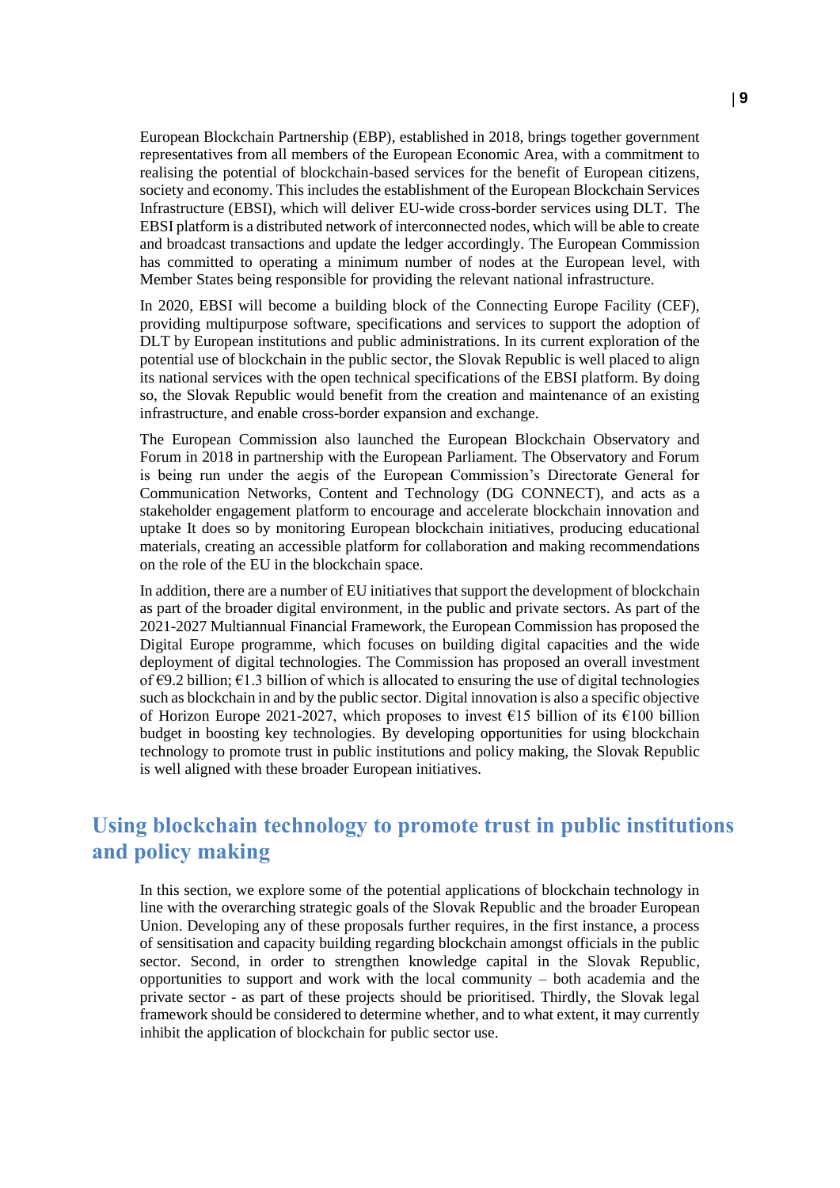European Blockchain Partnership (EBP), established in 2018, brings together government representatives from all members of the European Economic Area, with a commitment to realising the potential of blockchain-based services for the benefit of European citizens, society and economy. This includes the establishment of the European Blockchain Services Infrastructure (EBSI), which will deliver EU-wide cross-border services using DLT. The EBSI platform is a distributed network of interconnected nodes, which will be able to create and broadcast transactions and update the ledger accordingly. The European Commission has committed to operating a minimum number of nodes at the European level, with Member States being responsible for providing the relevant national infrastructure.

In 2020, EBSI will become a building block of the Connecting Europe Facility (CEF), providing multipurpose software, specifications and services to support the adoption of DLT by European institutions and public administrations. In its current exploration of the potential use of blockchain in the public sector, the Slovak Republic is well placed to align its national services with the open technical specifications of the EBSI platform. By doing so, the Slovak Republic would benefit from the creation and maintenance of an existing infrastructure, and enable cross-border expansion and exchange.

The European Commission also launched the European Blockchain Observatory and Forum in 2018 in partnership with the European Parliament. The Observatory and Forum is being run under the aegis of the European Commission's Directorate General for Communication Networks, Content and Technology (DG CONNECT), and acts as a stakeholder engagement platform to encourage and accelerate blockchain innovation and uptake It does so by monitoring European blockchain initiatives, producing educational materials, creating an accessible platform for collaboration and making recommendations on the role of the EU in the blockchain space.

In addition, there are a number of EU initiatives that support the development of blockchain as part of the broader digital environment, in the public and private sectors. As part of the 2021-2027 Multiannual Financial Framework, the European Commission has proposed the Digital Europe programme, which focuses on building digital capacities and the wide deployment of digital technologies. The Commission has proposed an overall investment of €9.2 billion; €1.3 billion of which is allocated to ensuring the use of digital technologies such as blockchain in and by the public sector. Digital innovation is also a specific objective of Horizon Europe 2021-2027, which proposes to invest €15 billion of its €100 billion budget in boosting key technologies. By developing opportunities for using blockchain technology to promote trust in public institutions and policy making, the Slovak Republic is well aligned with these broader European initiatives.

## Using blockchain technology to promote trust in public institutions and policy making

In this section, we explore some of the potential applications of blockchain technology in line with the overarching strategic goals of the Slovak Republic and the broader European Union. Developing any of these proposals further requires, in the first instance, a process of sensitisation and capacity building regarding blockchain amongst officials in the public sector. Second, in order to strengthen knowledge capital in the Slovak Republic, opportunities to support and work with the local community – both academia and the private sector - as part of these projects should be prioritised. Thirdly, the Slovak legal framework should be considered to determine whether, and to what extent, it may currently inhibit the application of blockchain for public sector use.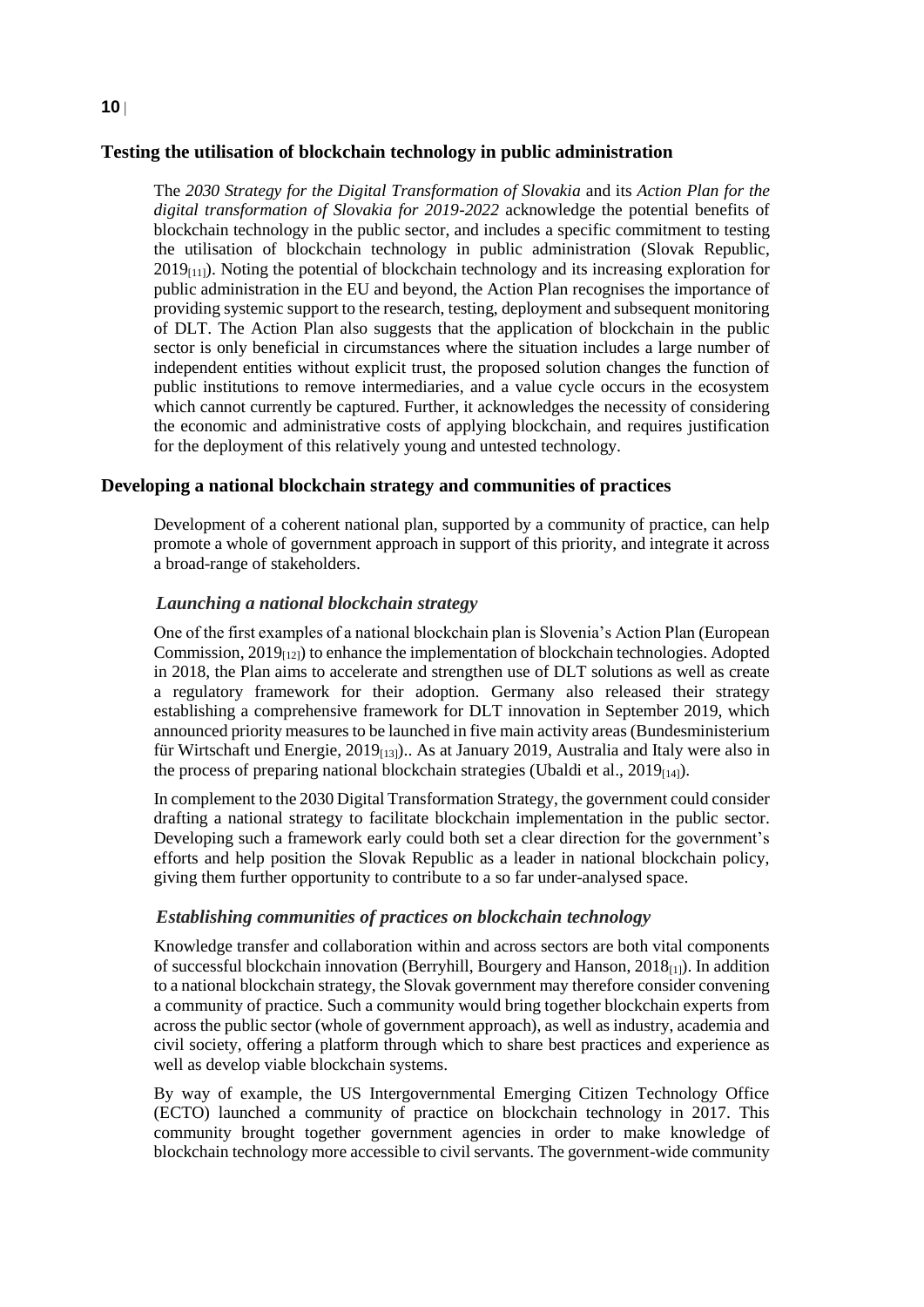## Testing the utilisation of blockchain technology in public administration

The *2030 Strategy for the Digital Transformation of Slovakia* and its *Action Plan for the digital transformation of Slovakia for 2019-2022* acknowledge the potential benefits of blockchain technology in the public sector, and includes a specific commitment to testing the utilisation of blockchain technology in public administration (Slovak Republic, 2019[11]). Noting the potential of blockchain technology and its increasing exploration for public administration in the EU and beyond, the Action Plan recognises the importance of providing systemic support to the research, testing, deployment and subsequent monitoring of DLT. The Action Plan also suggests that the application of blockchain in the public sector is only beneficial in circumstances where the situation includes a large number of independent entities without explicit trust, the proposed solution changes the function of public institutions to remove intermediaries, and a value cycle occurs in the ecosystem which cannot currently be captured. Further, it acknowledges the necessity of considering the economic and administrative costs of applying blockchain, and requires justification for the deployment of this relatively young and untested technology.

## Developing a national blockchain strategy and communities of practices

Development of a coherent national plan, supported by a community of practice, can help promote a whole of government approach in support of this priority, and integrate it across a broad-range of stakeholders.

### *Launching a national blockchain strategy*

One of the first examples of a national blockchain plan is Slovenia's Action Plan (European Commission, 2019[12]) to enhance the implementation of blockchain technologies. Adopted in 2018, the Plan aims to accelerate and strengthen use of DLT solutions as well as create a regulatory framework for their adoption. Germany also released their strategy establishing a comprehensive framework for DLT innovation in September 2019, which announced priority measures to be launched in five main activity areas (Bundesministerium für Wirtschaft und Energie, 2019[13]).. As at January 2019, Australia and Italy were also in the process of preparing national blockchain strategies (Ubaldi et al., 2019[14]).

In complement to the 2030 Digital Transformation Strategy, the government could consider drafting a national strategy to facilitate blockchain implementation in the public sector. Developing such a framework early could both set a clear direction for the government's efforts and help position the Slovak Republic as a leader in national blockchain policy, giving them further opportunity to contribute to a so far under-analysed space.

### *Establishing communities of practices on blockchain technology*

Knowledge transfer and collaboration within and across sectors are both vital components of successful blockchain innovation (Berryhill, Bourgery and Hanson, 2018[1]). In addition to a national blockchain strategy, the Slovak government may therefore consider convening a community of practice. Such a community would bring together blockchain experts from across the public sector (whole of government approach), as well as industry, academia and civil society, offering a platform through which to share best practices and experience as well as develop viable blockchain systems.

By way of example, the US Intergovernmental Emerging Citizen Technology Office (ECTO) launched a community of practice on blockchain technology in 2017. This community brought together government agencies in order to make knowledge of blockchain technology more accessible to civil servants. The government-wide community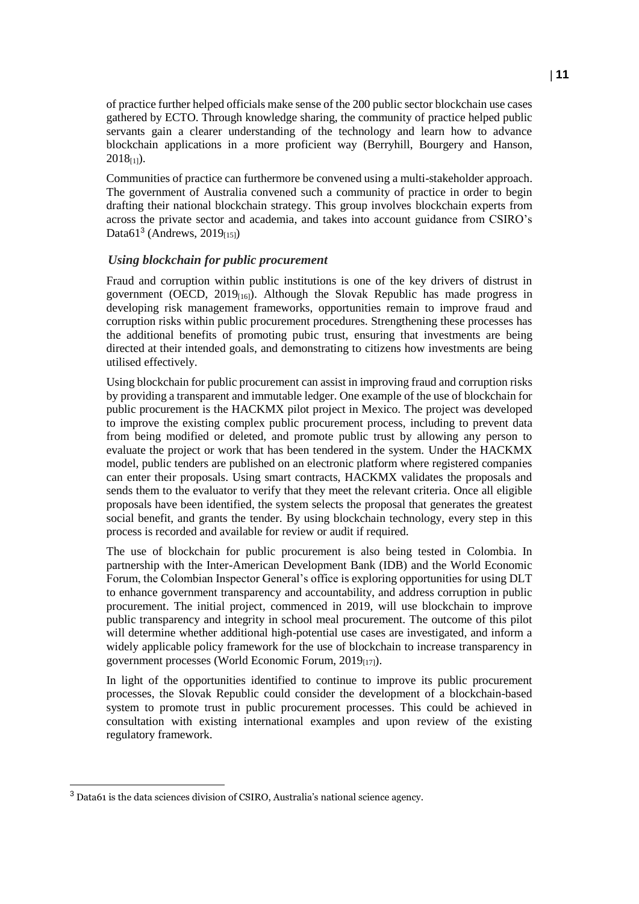of practice further helped officials make sense of the 200 public sector blockchain use cases gathered by ECTO. Through knowledge sharing, the community of practice helped public servants gain a clearer understanding of the technology and learn how to advance blockchain applications in a more proficient way (Berryhill, Bourgery and Hanson, 2018[1]).

Communities of practice can furthermore be convened using a multi-stakeholder approach. The government of Australia convened such a community of practice in order to begin drafting their national blockchain strategy. This group involves blockchain experts from across the private sector and academia, and takes into account guidance from CSIRO's Data61[3] (Andrews, 2019[15])

### *Using blockchain for public procurement*

Fraud and corruption within public institutions is one of the key drivers of distrust in government (OECD, 2019[16]). Although the Slovak Republic has made progress in developing risk management frameworks, opportunities remain to improve fraud and corruption risks within public procurement procedures. Strengthening these processes has the additional benefits of promoting pubic trust, ensuring that investments are being directed at their intended goals, and demonstrating to citizens how investments are being utilised effectively.

Using blockchain for public procurement can assist in improving fraud and corruption risks by providing a transparent and immutable ledger. One example of the use of blockchain for public procurement is the HACKMX pilot project in Mexico. The project was developed to improve the existing complex public procurement process, including to prevent data from being modified or deleted, and promote public trust by allowing any person to evaluate the project or work that has been tendered in the system. Under the HACKMX model, public tenders are published on an electronic platform where registered companies can enter their proposals. Using smart contracts, HACKMX validates the proposals and sends them to the evaluator to verify that they meet the relevant criteria. Once all eligible proposals have been identified, the system selects the proposal that generates the greatest social benefit, and grants the tender. By using blockchain technology, every step in this process is recorded and available for review or audit if required.

The use of blockchain for public procurement is also being tested in Colombia. In partnership with the Inter-American Development Bank (IDB) and the World Economic Forum, the Colombian Inspector General's office is exploring opportunities for using DLT to enhance government transparency and accountability, and address corruption in public procurement. The initial project, commenced in 2019, will use blockchain to improve public transparency and integrity in school meal procurement. The outcome of this pilot will determine whether additional high-potential use cases are investigated, and inform a widely applicable policy framework for the use of blockchain to increase transparency in government processes (World Economic Forum, 2019[17]).

In light of the opportunities identified to continue to improve its public procurement processes, the Slovak Republic could consider the development of a blockchain-based system to promote trust in public procurement processes. This could be achieved in consultation with existing international examples and upon review of the existing regulatory framework.

---

[3] Data61 is the data sciences division of CSIRO, Australia's national science agency.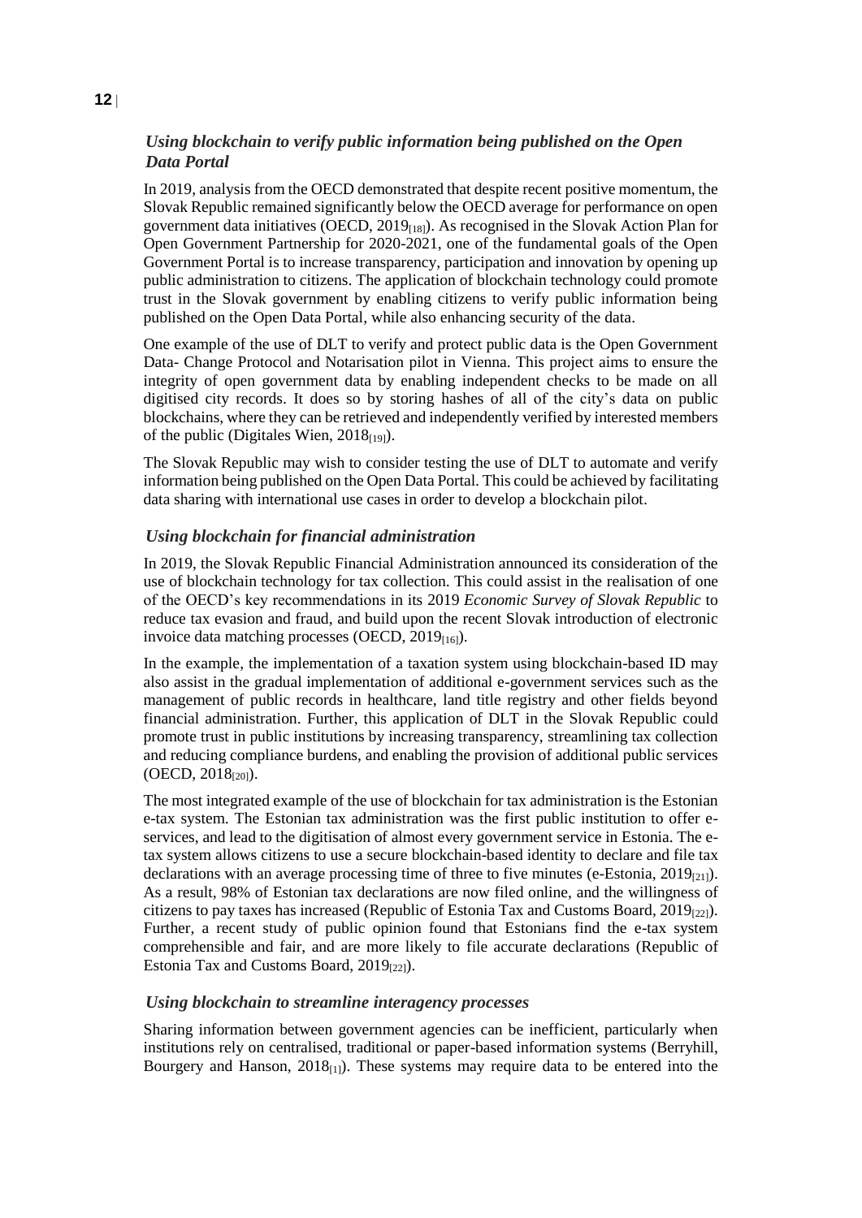### *Using blockchain to verify public information being published on the Open Data Portal*

In 2019, analysis from the OECD demonstrated that despite recent positive momentum, the Slovak Republic remained significantly below the OECD average for performance on open government data initiatives (OECD, 2019[18]). As recognised in the Slovak Action Plan for Open Government Partnership for 2020-2021, one of the fundamental goals of the Open Government Portal is to increase transparency, participation and innovation by opening up public administration to citizens. The application of blockchain technology could promote trust in the Slovak government by enabling citizens to verify public information being published on the Open Data Portal, while also enhancing security of the data.

One example of the use of DLT to verify and protect public data is the Open Government Data- Change Protocol and Notarisation pilot in Vienna. This project aims to ensure the integrity of open government data by enabling independent checks to be made on all digitised city records. It does so by storing hashes of all of the city's data on public blockchains, where they can be retrieved and independently verified by interested members of the public (Digitales Wien, 2018[19]).

The Slovak Republic may wish to consider testing the use of DLT to automate and verify information being published on the Open Data Portal. This could be achieved by facilitating data sharing with international use cases in order to develop a blockchain pilot.

### *Using blockchain for financial administration*

In 2019, the Slovak Republic Financial Administration announced its consideration of the use of blockchain technology for tax collection. This could assist in the realisation of one of the OECD's key recommendations in its 2019 *Economic Survey of Slovak Republic* to reduce tax evasion and fraud, and build upon the recent Slovak introduction of electronic invoice data matching processes (OECD, 2019[16]).

In the example, the implementation of a taxation system using blockchain-based ID may also assist in the gradual implementation of additional e-government services such as the management of public records in healthcare, land title registry and other fields beyond financial administration. Further, this application of DLT in the Slovak Republic could promote trust in public institutions by increasing transparency, streamlining tax collection and reducing compliance burdens, and enabling the provision of additional public services (OECD, 2018[20]).

The most integrated example of the use of blockchain for tax administration is the Estonian e-tax system. The Estonian tax administration was the first public institution to offer e-services, and lead to the digitisation of almost every government service in Estonia. The e-tax system allows citizens to use a secure blockchain-based identity to declare and file tax declarations with an average processing time of three to five minutes (e-Estonia, 2019[21]). As a result, 98% of Estonian tax declarations are now filed online, and the willingness of citizens to pay taxes has increased (Republic of Estonia Tax and Customs Board, 2019[22]). Further, a recent study of public opinion found that Estonians find the e-tax system comprehensible and fair, and are more likely to file accurate declarations (Republic of Estonia Tax and Customs Board, 2019[22]).

### *Using blockchain to streamline interagency processes*

Sharing information between government agencies can be inefficient, particularly when institutions rely on centralised, traditional or paper-based information systems (Berryhill, Bourgery and Hanson, 2018[1]). These systems may require data to be entered into the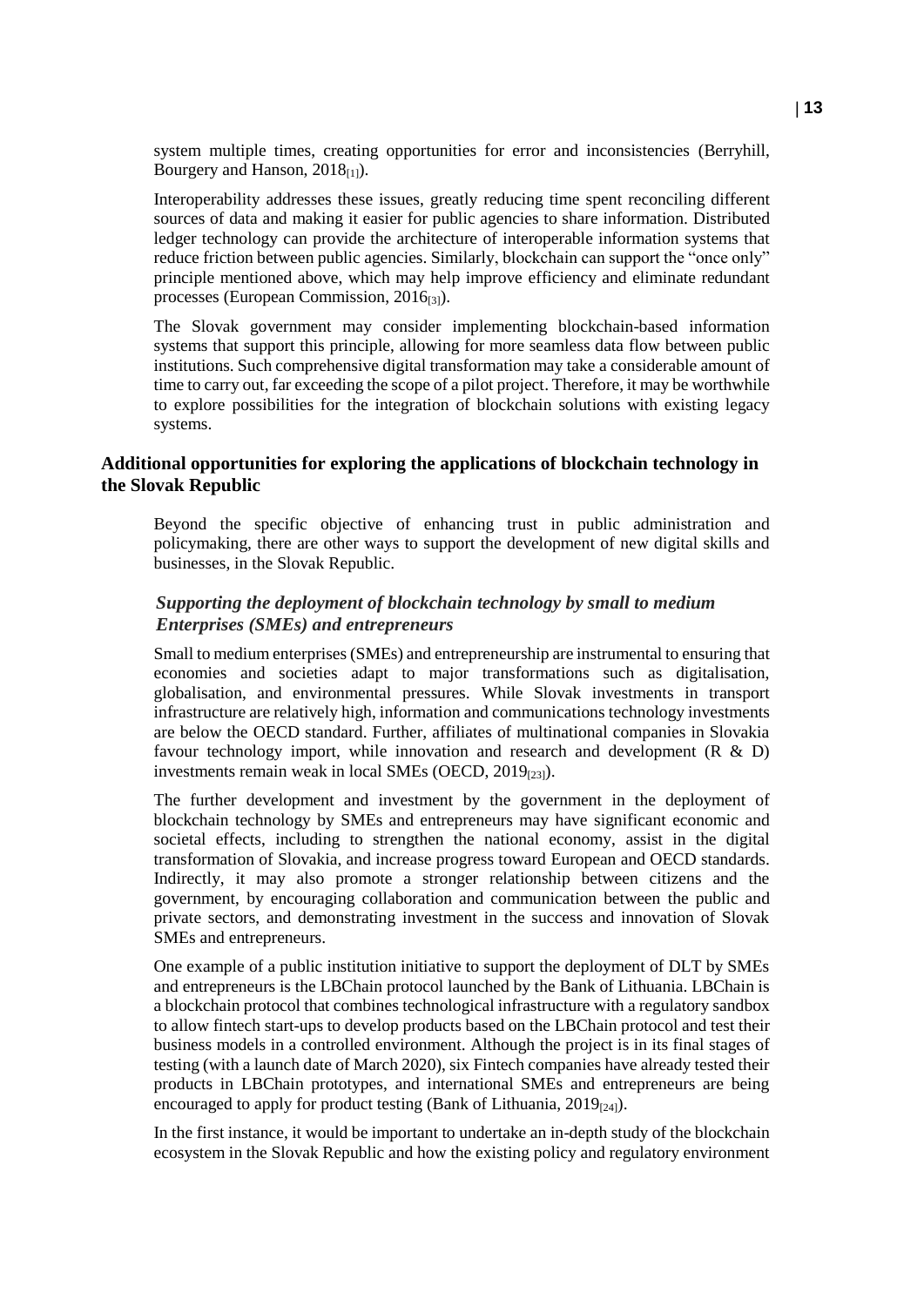system multiple times, creating opportunities for error and inconsistencies (Berryhill, Bourgery and Hanson, 2018[1]).

Interoperability addresses these issues, greatly reducing time spent reconciling different sources of data and making it easier for public agencies to share information. Distributed ledger technology can provide the architecture of interoperable information systems that reduce friction between public agencies. Similarly, blockchain can support the "once only" principle mentioned above, which may help improve efficiency and eliminate redundant processes (European Commission, 2016[3]).

The Slovak government may consider implementing blockchain-based information systems that support this principle, allowing for more seamless data flow between public institutions. Such comprehensive digital transformation may take a considerable amount of time to carry out, far exceeding the scope of a pilot project. Therefore, it may be worthwhile to explore possibilities for the integration of blockchain solutions with existing legacy systems.

## Additional opportunities for exploring the applications of blockchain technology in the Slovak Republic

Beyond the specific objective of enhancing trust in public administration and policymaking, there are other ways to support the development of new digital skills and businesses, in the Slovak Republic.

### *Supporting the deployment of blockchain technology by small to medium Enterprises (SMEs) and entrepreneurs*

Small to medium enterprises (SMEs) and entrepreneurship are instrumental to ensuring that economies and societies adapt to major transformations such as digitalisation, globalisation, and environmental pressures. While Slovak investments in transport infrastructure are relatively high, information and communications technology investments are below the OECD standard. Further, affiliates of multinational companies in Slovakia favour technology import, while innovation and research and development (R & D) investments remain weak in local SMEs (OECD, 2019[23]).

The further development and investment by the government in the deployment of blockchain technology by SMEs and entrepreneurs may have significant economic and societal effects, including to strengthen the national economy, assist in the digital transformation of Slovakia, and increase progress toward European and OECD standards. Indirectly, it may also promote a stronger relationship between citizens and the government, by encouraging collaboration and communication between the public and private sectors, and demonstrating investment in the success and innovation of Slovak SMEs and entrepreneurs.

One example of a public institution initiative to support the deployment of DLT by SMEs and entrepreneurs is the LBChain protocol launched by the Bank of Lithuania. LBChain is a blockchain protocol that combines technological infrastructure with a regulatory sandbox to allow fintech start-ups to develop products based on the LBChain protocol and test their business models in a controlled environment. Although the project is in its final stages of testing (with a launch date of March 2020), six Fintech companies have already tested their products in LBChain prototypes, and international SMEs and entrepreneurs are being encouraged to apply for product testing (Bank of Lithuania, 2019[24]).

In the first instance, it would be important to undertake an in-depth study of the blockchain ecosystem in the Slovak Republic and how the existing policy and regulatory environment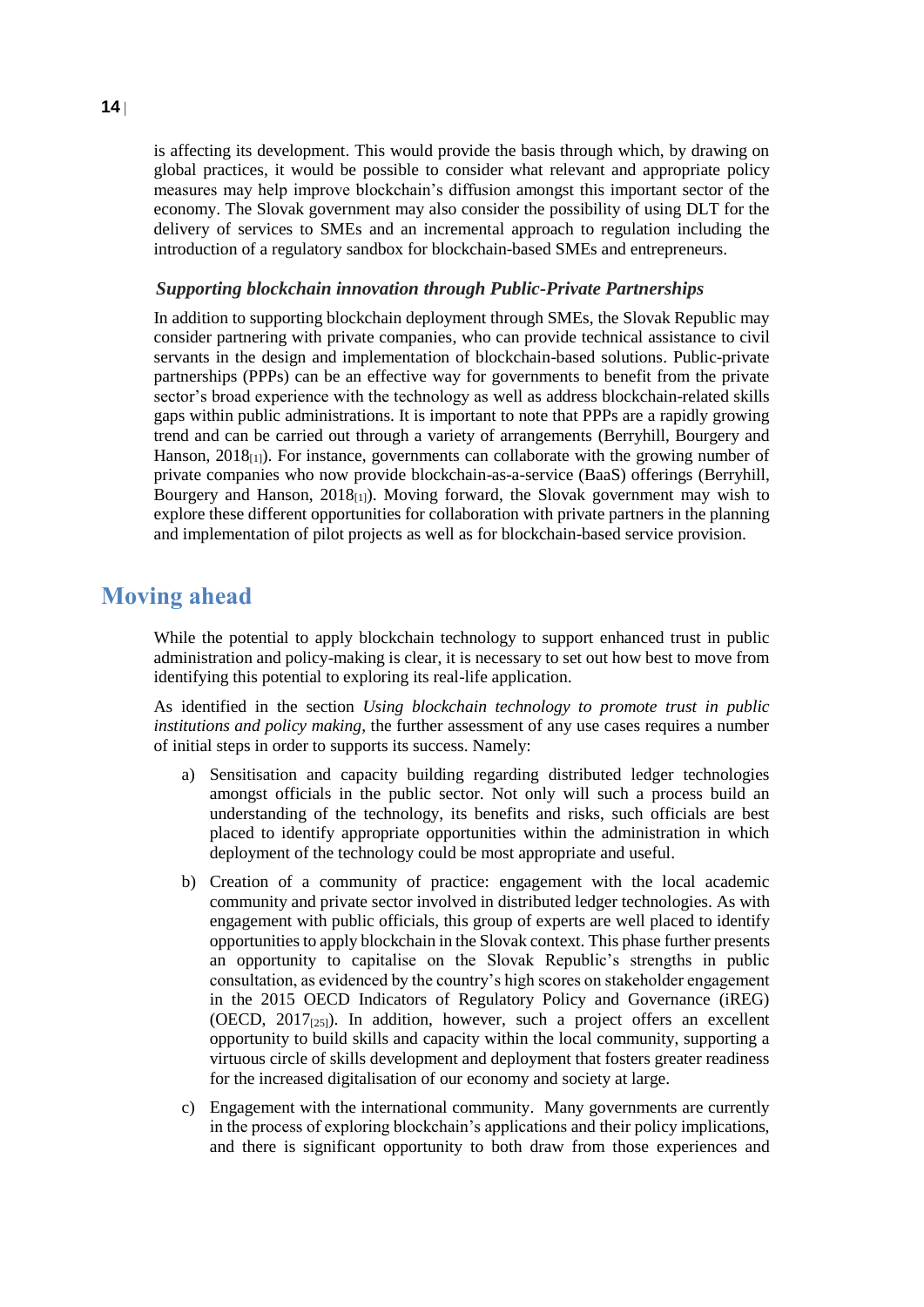is affecting its development. This would provide the basis through which, by drawing on global practices, it would be possible to consider what relevant and appropriate policy measures may help improve blockchain's diffusion amongst this important sector of the economy. The Slovak government may also consider the possibility of using DLT for the delivery of services to SMEs and an incremental approach to regulation including the introduction of a regulatory sandbox for blockchain-based SMEs and entrepreneurs.

### *Supporting blockchain innovation through Public-Private Partnerships*

In addition to supporting blockchain deployment through SMEs, the Slovak Republic may consider partnering with private companies, who can provide technical assistance to civil servants in the design and implementation of blockchain-based solutions. Public-private partnerships (PPPs) can be an effective way for governments to benefit from the private sector's broad experience with the technology as well as address blockchain-related skills gaps within public administrations. It is important to note that PPPs are a rapidly growing trend and can be carried out through a variety of arrangements (Berryhill, Bourgery and Hanson, 2018[1]). For instance, governments can collaborate with the growing number of private companies who now provide blockchain-as-a-service (BaaS) offerings (Berryhill, Bourgery and Hanson, 2018[1]). Moving forward, the Slovak government may wish to explore these different opportunities for collaboration with private partners in the planning and implementation of pilot projects as well as for blockchain-based service provision.

## Moving ahead

While the potential to apply blockchain technology to support enhanced trust in public administration and policy-making is clear, it is necessary to set out how best to move from identifying this potential to exploring its real-life application.

As identified in the section *Using blockchain technology to promote trust in public institutions and policy making*, the further assessment of any use cases requires a number of initial steps in order to supports its success. Namely:

a) Sensitisation and capacity building regarding distributed ledger technologies amongst officials in the public sector. Not only will such a process build an understanding of the technology, its benefits and risks, such officials are best placed to identify appropriate opportunities within the administration in which deployment of the technology could be most appropriate and useful.

b) Creation of a community of practice: engagement with the local academic community and private sector involved in distributed ledger technologies. As with engagement with public officials, this group of experts are well placed to identify opportunities to apply blockchain in the Slovak context. This phase further presents an opportunity to capitalise on the Slovak Republic's strengths in public consultation, as evidenced by the country's high scores on stakeholder engagement in the 2015 OECD Indicators of Regulatory Policy and Governance (iREG) (OECD, 2017[25]). In addition, however, such a project offers an excellent opportunity to build skills and capacity within the local community, supporting a virtuous circle of skills development and deployment that fosters greater readiness for the increased digitalisation of our economy and society at large.

c) Engagement with the international community. Many governments are currently in the process of exploring blockchain's applications and their policy implications, and there is significant opportunity to both draw from those experiences and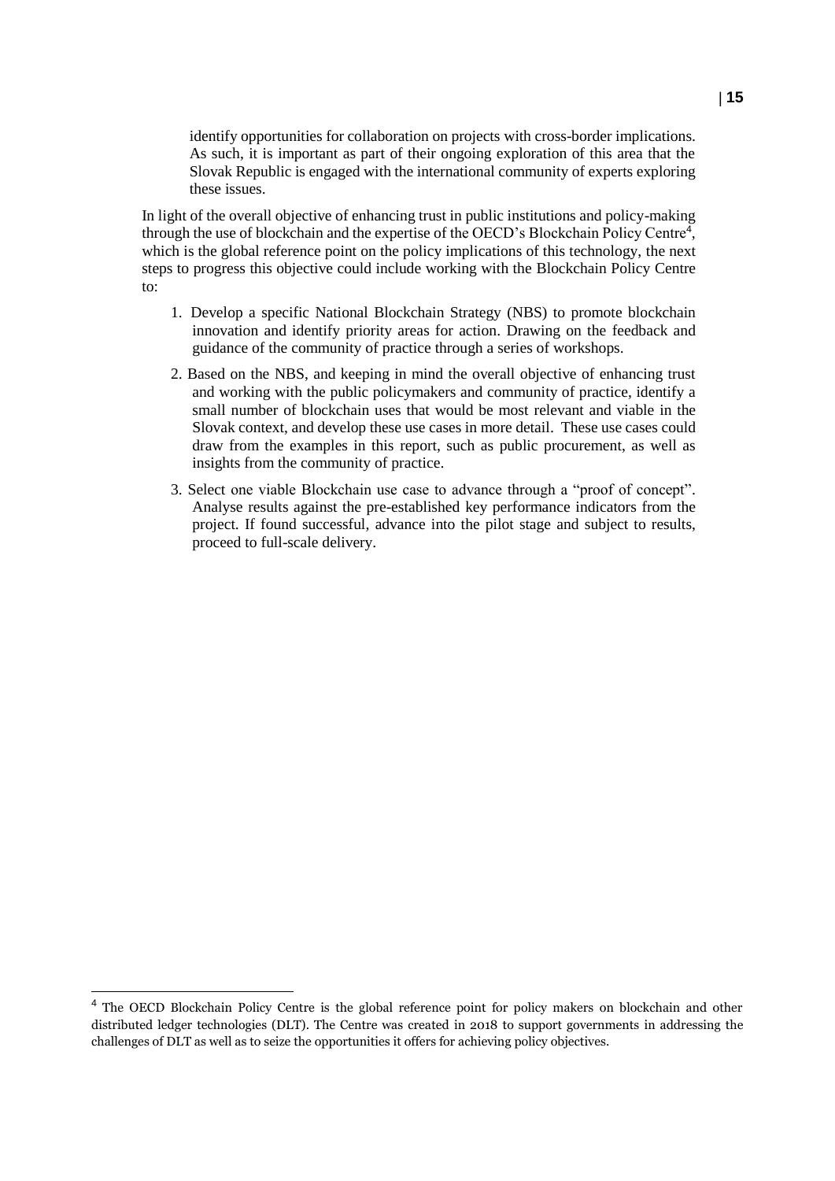identify opportunities for collaboration on projects with cross-border implications. As such, it is important as part of their ongoing exploration of this area that the Slovak Republic is engaged with the international community of experts exploring these issues.

In light of the overall objective of enhancing trust in public institutions and policy-making through the use of blockchain and the expertise of the OECD's Blockchain Policy Centre[4], which is the global reference point on the policy implications of this technology, the next steps to progress this objective could include working with the Blockchain Policy Centre to:

1. Develop a specific National Blockchain Strategy (NBS) to promote blockchain innovation and identify priority areas for action. Drawing on the feedback and guidance of the community of practice through a series of workshops.
2. Based on the NBS, and keeping in mind the overall objective of enhancing trust and working with the public policymakers and community of practice, identify a small number of blockchain uses that would be most relevant and viable in the Slovak context, and develop these use cases in more detail. These use cases could draw from the examples in this report, such as public procurement, as well as insights from the community of practice.
3. Select one viable Blockchain use case to advance through a "proof of concept". Analyse results against the pre-established key performance indicators from the project. If found successful, advance into the pilot stage and subject to results, proceed to full-scale delivery.

[4] The OECD Blockchain Policy Centre is the global reference point for policy makers on blockchain and other distributed ledger technologies (DLT). The Centre was created in 2018 to support governments in addressing the challenges of DLT as well as to seize the opportunities it offers for achieving policy objectives.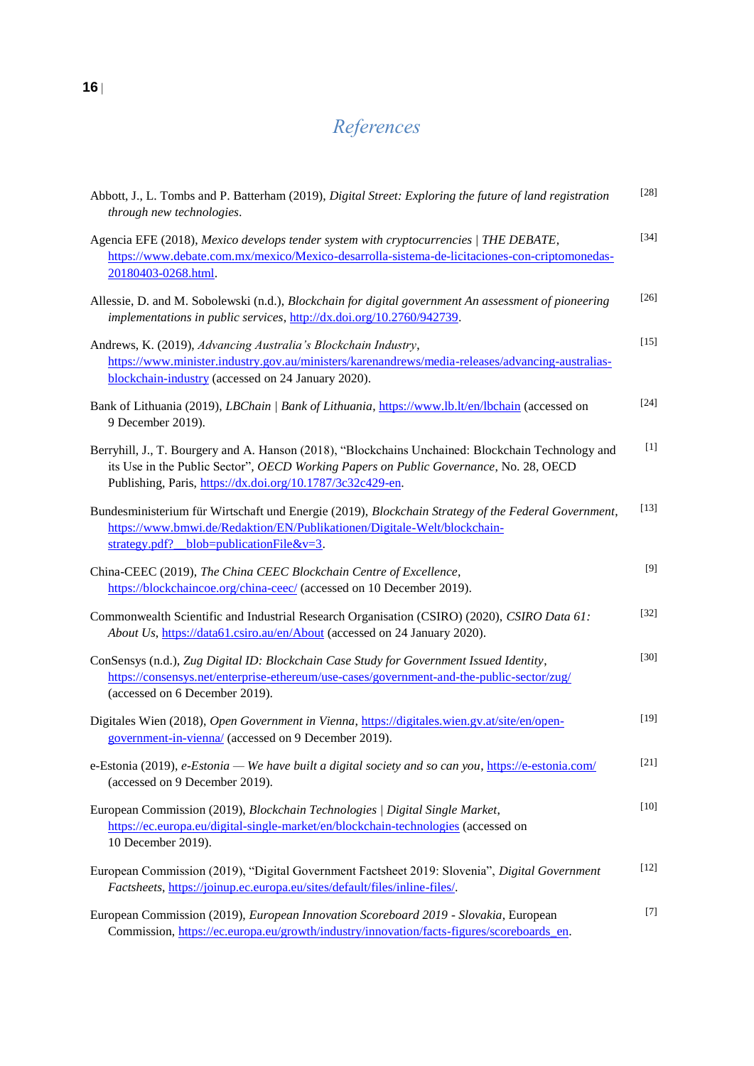# *References*

Abbott, J., L. Tombs and P. Batterham (2019), *Digital Street: Exploring the future of land registration through new technologies*. [28]

Agencia EFE (2018), *Mexico develops tender system with cryptocurrencies | THE DEBATE*, https://www.debate.com.mx/mexico/Mexico-desarrolla-sistema-de-licitaciones-con-criptomonedas-20180403-0268.html. [34]

Allessie, D. and M. Sobolewski (n.d.), *Blockchain for digital government An assessment of pioneering implementations in public services*, http://dx.doi.org/10.2760/942739. [26]

Andrews, K. (2019), *Advancing Australia's Blockchain Industry*, https://www.minister.industry.gov.au/ministers/karenandrews/media-releases/advancing-australias-blockchain-industry (accessed on 24 January 2020). [15]

Bank of Lithuania (2019), *LBChain | Bank of Lithuania*, https://www.lb.lt/en/lbchain (accessed on 9 December 2019). [24]

Berryhill, J., T. Bourgery and A. Hanson (2018), "Blockchains Unchained: Blockchain Technology and its Use in the Public Sector", *OECD Working Papers on Public Governance*, No. 28, OECD Publishing, Paris, https://dx.doi.org/10.1787/3c32c429-en. [1]

Bundesministerium für Wirtschaft und Energie (2019), *Blockchain Strategy of the Federal Government*, https://www.bmwi.de/Redaktion/EN/Publikationen/Digitale-Welt/blockchain-strategy.pdf?__blob=publicationFile&v=3. [13]

China-CEEC (2019), *The China CEEC Blockchain Centre of Excellence*, https://blockchaincoe.org/china-ceec/ (accessed on 10 December 2019). [9]

Commonwealth Scientific and Industrial Research Organisation (CSIRO) (2020), *CSIRO Data 61: About Us*, https://data61.csiro.au/en/About (accessed on 24 January 2020). [32]

ConSensys (n.d.), *Zug Digital ID: Blockchain Case Study for Government Issued Identity*, https://consensys.net/enterprise-ethereum/use-cases/government-and-the-public-sector/zug/ (accessed on 6 December 2019). [30]

Digitales Wien (2018), *Open Government in Vienna*, https://digitales.wien.gv.at/site/en/open-government-in-vienna/ (accessed on 9 December 2019). [19]

e-Estonia (2019), *e-Estonia — We have built a digital society and so can you*, https://e-estonia.com/ (accessed on 9 December 2019). [21]

European Commission (2019), *Blockchain Technologies | Digital Single Market*, https://ec.europa.eu/digital-single-market/en/blockchain-technologies (accessed on 10 December 2019). [10]

European Commission (2019), "Digital Government Factsheet 2019: Slovenia", *Digital Government Factsheets*, https://joinup.ec.europa.eu/sites/default/files/inline-files/. [12]

European Commission (2019), *European Innovation Scoreboard 2019 - Slovakia*, European Commission, https://ec.europa.eu/growth/industry/innovation/facts-figures/scoreboards_en. [7]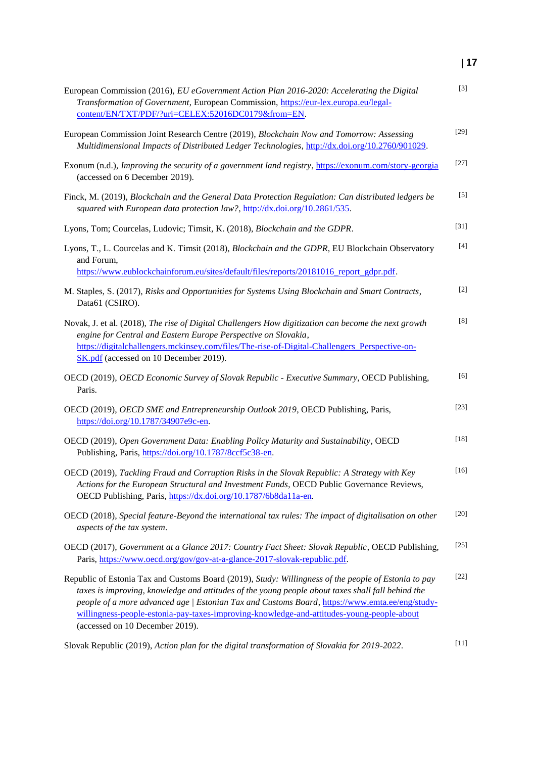European Commission (2016), *EU eGovernment Action Plan 2016-2020: Accelerating the Digital Transformation of Government*, European Commission, https://eur-lex.europa.eu/legal-content/EN/TXT/PDF/?uri=CELEX:52016DC0179&from=EN. [3]

European Commission Joint Research Centre (2019), *Blockchain Now and Tomorrow: Assessing Multidimensional Impacts of Distributed Ledger Technologies*, http://dx.doi.org/10.2760/901029. [29]

Exonum (n.d.), *Improving the security of a government land registry*, https://exonum.com/story-georgia (accessed on 6 December 2019). [27]

Finck, M. (2019), *Blockchain and the General Data Protection Regulation: Can distributed ledgers be squared with European data protection law?*, http://dx.doi.org/10.2861/535. [5]

Lyons, Tom; Courcelas, Ludovic; Timsit, K. (2018), *Blockchain and the GDPR*. [31]

Lyons, T., L. Courcelas and K. Timsit (2018), *Blockchain and the GDPR*, EU Blockchain Observatory and Forum, https://www.eublockchainforum.eu/sites/default/files/reports/20181016_report_gdpr.pdf. [4]

M. Staples, S. (2017), *Risks and Opportunities for Systems Using Blockchain and Smart Contracts*, Data61 (CSIRO). [2]

Novak, J. et al. (2018), *The rise of Digital Challengers How digitization can become the next growth engine for Central and Eastern Europe Perspective on Slovakia*, https://digitalchallengers.mckinsey.com/files/The-rise-of-Digital-Challengers_Perspective-on-SK.pdf (accessed on 10 December 2019). [8]

OECD (2019), *OECD Economic Survey of Slovak Republic - Executive Summary*, OECD Publishing, Paris. [6]

OECD (2019), *OECD SME and Entrepreneurship Outlook 2019*, OECD Publishing, Paris, https://doi.org/10.1787/34907e9c-en. [23]

OECD (2019), *Open Government Data: Enabling Policy Maturity and Sustainability*, OECD Publishing, Paris, https://doi.org/10.1787/8ccf5c38-en. [18]

OECD (2019), *Tackling Fraud and Corruption Risks in the Slovak Republic: A Strategy with Key Actions for the European Structural and Investment Funds*, OECD Public Governance Reviews, OECD Publishing, Paris, https://dx.doi.org/10.1787/6b8da11a-en. [16]

OECD (2018), *Special feature-Beyond the international tax rules: The impact of digitalisation on other aspects of the tax system*. [20]

OECD (2017), *Government at a Glance 2017: Country Fact Sheet: Slovak Republic*, OECD Publishing, Paris, https://www.oecd.org/gov/gov-at-a-glance-2017-slovak-republic.pdf. [25]

Republic of Estonia Tax and Customs Board (2019), *Study: Willingness of the people of Estonia to pay taxes is improving, knowledge and attitudes of the young people about taxes shall fall behind the people of a more advanced age | Estonian Tax and Customs Board*, https://www.emta.ee/eng/study-willingness-people-estonia-pay-taxes-improving-knowledge-and-attitudes-young-people-about (accessed on 10 December 2019). [22]

Slovak Republic (2019), *Action plan for the digital transformation of Slovakia for 2019-2022*. [11]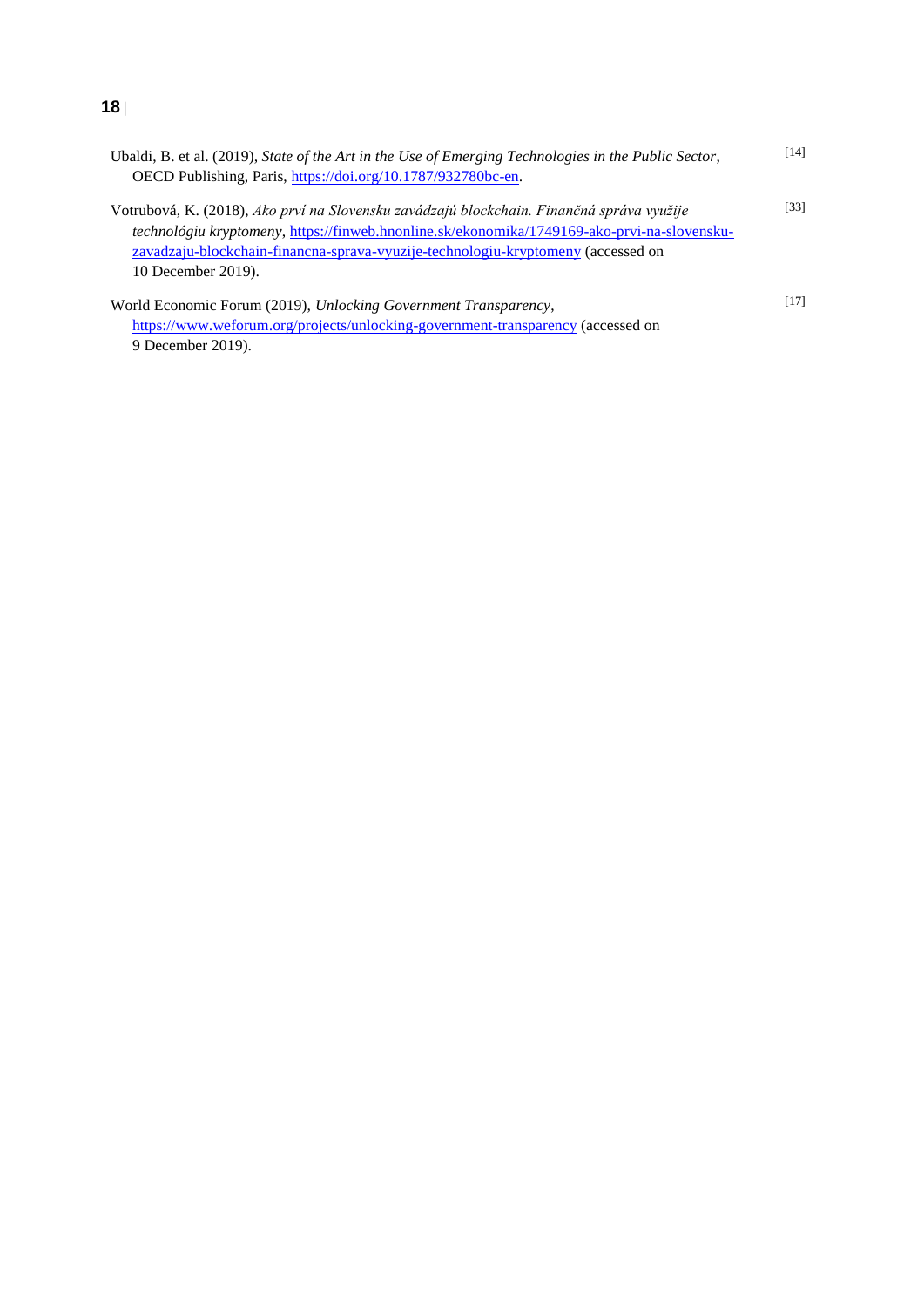Ubaldi, B. et al. (2019), *State of the Art in the Use of Emerging Technologies in the Public Sector*, OECD Publishing, Paris, https://doi.org/10.1787/932780bc-en. [14]

Votrubová, K. (2018), *Ako prví na Slovensku zavádzajú blockchain. Finančná správa využije technológiu kryptomeny*, https://finweb.hnonline.sk/ekonomika/1749169-ako-prvi-na-slovensku-zavadzaju-blockchain-financna-sprava-vyuzije-technologiu-kryptomeny (accessed on 10 December 2019). [33]

World Economic Forum (2019), *Unlocking Government Transparency*, https://www.weforum.org/projects/unlocking-government-transparency (accessed on 9 December 2019). [17]